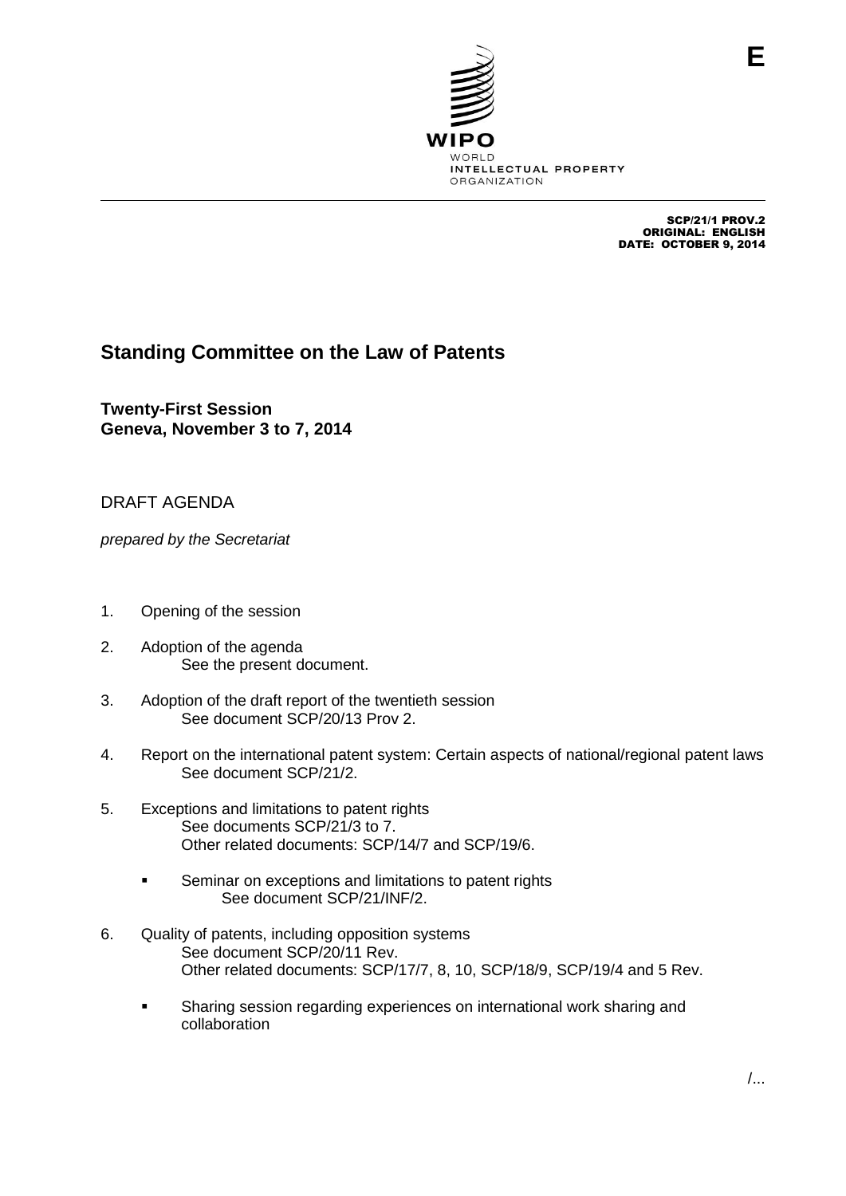E

WIPO
WORLD
INTELLECTUAL PROPERTY
ORGANIZATION

SCP/21/1 PROV.2
ORIGINAL: ENGLISH
DATE: OCTOBER 9, 2014

# Standing Committee on the Law of Patents

**Twenty-First Session**
**Geneva, November 3 to 7, 2014**

DRAFT AGENDA

*prepared by the Secretariat*

1. Opening of the session

2. Adoption of the agenda
   See the present document.

3. Adoption of the draft report of the twentieth session
   See document SCP/20/13 Prov 2.

4. Report on the international patent system: Certain aspects of national/regional patent laws
   See document SCP/21/2.

5. Exceptions and limitations to patent rights
   See documents SCP/21/3 to 7.
   Other related documents: SCP/14/7 and SCP/19/6.

   - Seminar on exceptions and limitations to patent rights
     See document SCP/21/INF/2.

6. Quality of patents, including opposition systems
   See document SCP/20/11 Rev.
   Other related documents: SCP/17/7, 8, 10, SCP/18/9, SCP/19/4 and 5 Rev.

   - Sharing session regarding experiences on international work sharing and collaboration

/...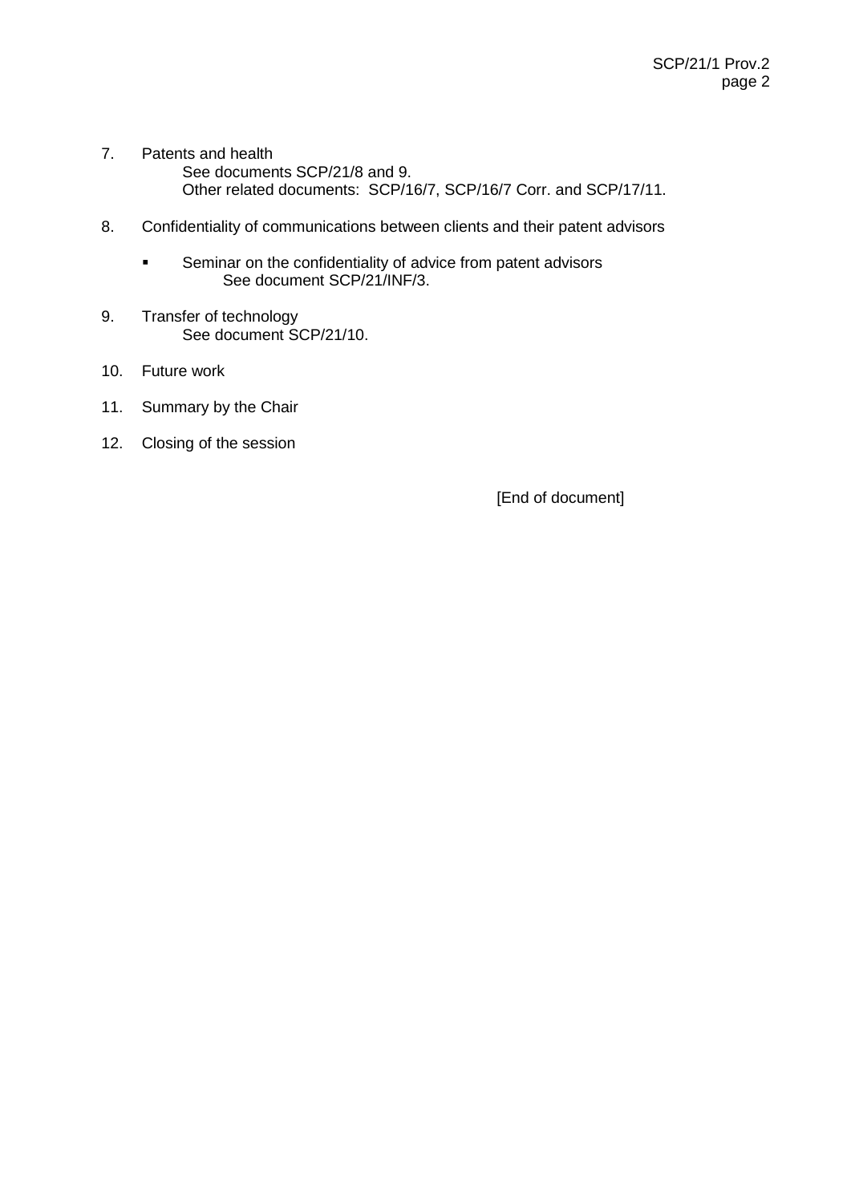7. Patents and health
   See documents SCP/21/8 and 9.
   Other related documents: SCP/16/7, SCP/16/7 Corr. and SCP/17/11.

8. Confidentiality of communications between clients and their patent advisors

   - Seminar on the confidentiality of advice from patent advisors
     See document SCP/21/INF/3.

9. Transfer of technology
   See document SCP/21/10.

10. Future work

11. Summary by the Chair

12. Closing of the session

[End of document]